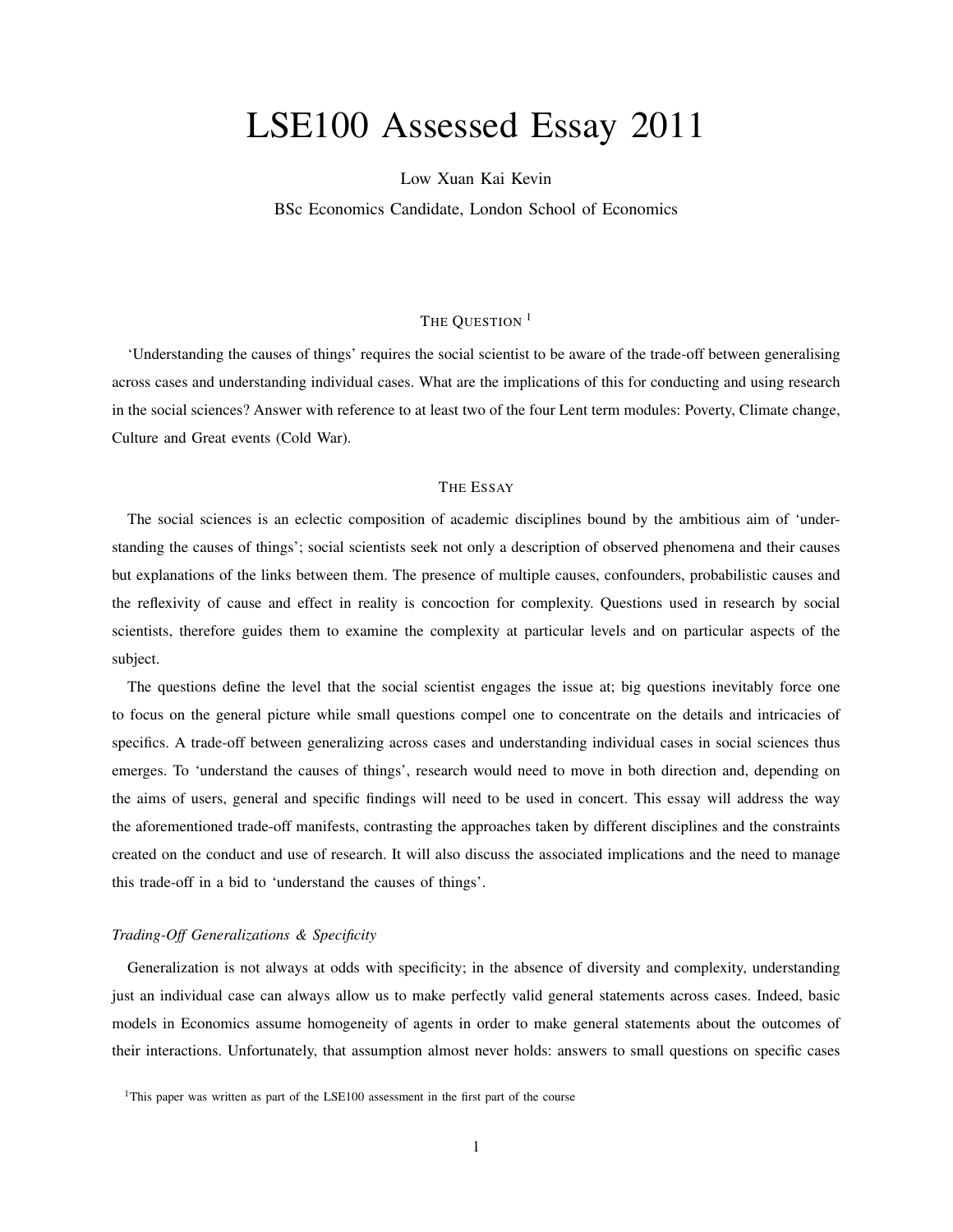# LSE100 Assessed Essay 2011

Low Xuan Kai Kevin

BSc Economics Candidate, London School of Economics

## THE QUESTION [1]

'Understanding the causes of things' requires the social scientist to be aware of the trade-off between generalising across cases and understanding individual cases. What are the implications of this for conducting and using research in the social sciences? Answer with reference to at least two of the four Lent term modules: Poverty, Climate change, Culture and Great events (Cold War).

## THE ESSAY

The social sciences is an eclectic composition of academic disciplines bound by the ambitious aim of 'understanding the causes of things'; social scientists seek not only a description of observed phenomena and their causes but explanations of the links between them. The presence of multiple causes, confounders, probabilistic causes and the reflexivity of cause and effect in reality is concoction for complexity. Questions used in research by social scientists, therefore guides them to examine the complexity at particular levels and on particular aspects of the subject.

The questions define the level that the social scientist engages the issue at; big questions inevitably force one to focus on the general picture while small questions compel one to concentrate on the details and intricacies of specifics. A trade-off between generalizing across cases and understanding individual cases in social sciences thus emerges. To 'understand the causes of things', research would need to move in both direction and, depending on the aims of users, general and specific findings will need to be used in concert. This essay will address the way the aforementioned trade-off manifests, contrasting the approaches taken by different disciplines and the constraints created on the conduct and use of research. It will also discuss the associated implications and the need to manage this trade-off in a bid to 'understand the causes of things'.

### *Trading-Off Generalizations & Specificity*

Generalization is not always at odds with specificity; in the absence of diversity and complexity, understanding just an individual case can always allow us to make perfectly valid general statements across cases. Indeed, basic models in Economics assume homogeneity of agents in order to make general statements about the outcomes of their interactions. Unfortunately, that assumption almost never holds: answers to small questions on specific cases

[1] This paper was written as part of the LSE100 assessment in the first part of the course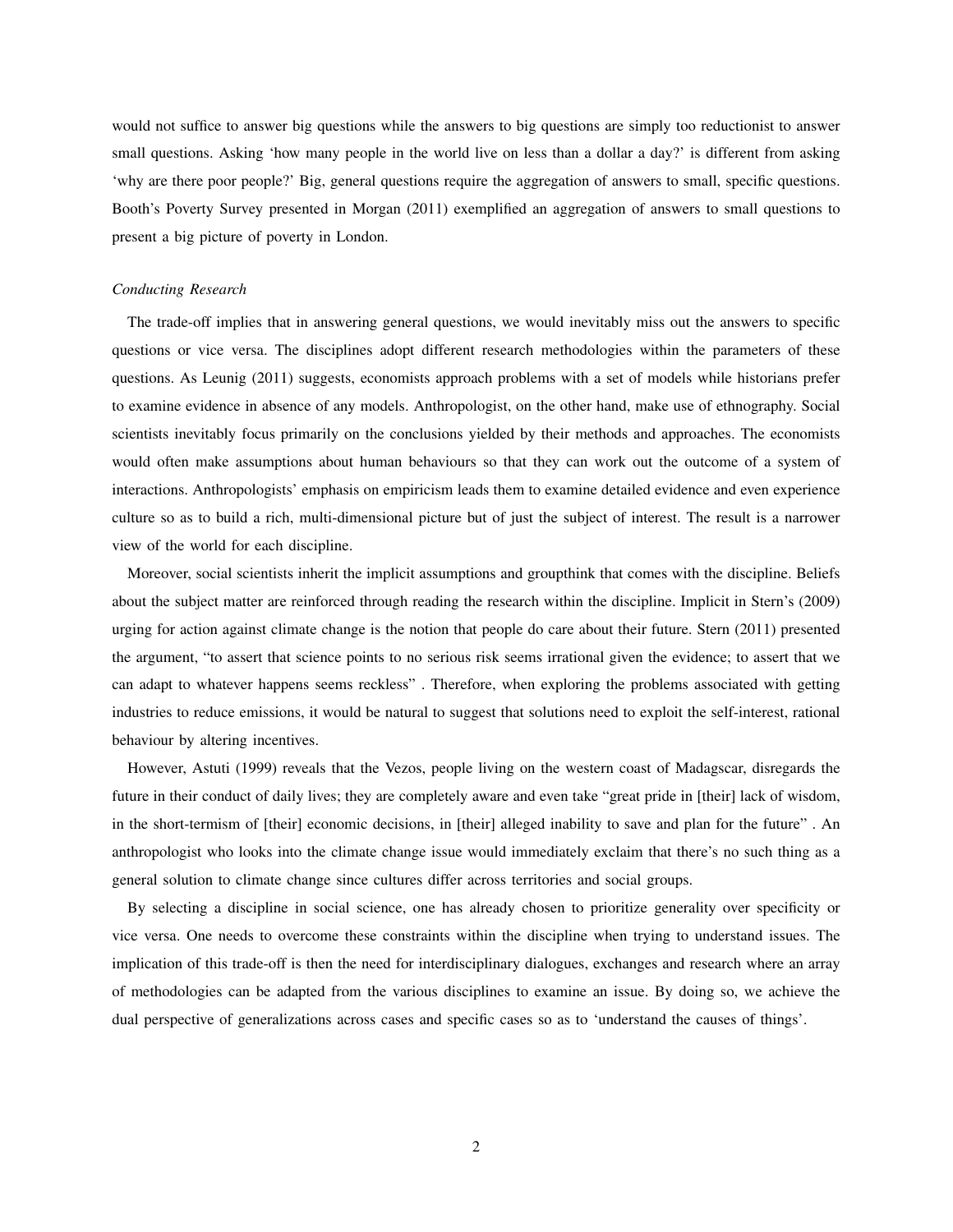would not suffice to answer big questions while the answers to big questions are simply too reductionist to answer small questions. Asking 'how many people in the world live on less than a dollar a day?' is different from asking 'why are there poor people?' Big, general questions require the aggregation of answers to small, specific questions. Booth's Poverty Survey presented in Morgan (2011) exemplified an aggregation of answers to small questions to present a big picture of poverty in London.

*Conducting Research*

The trade-off implies that in answering general questions, we would inevitably miss out the answers to specific questions or vice versa. The disciplines adopt different research methodologies within the parameters of these questions. As Leunig (2011) suggests, economists approach problems with a set of models while historians prefer to examine evidence in absence of any models. Anthropologist, on the other hand, make use of ethnography. Social scientists inevitably focus primarily on the conclusions yielded by their methods and approaches. The economists would often make assumptions about human behaviours so that they can work out the outcome of a system of interactions. Anthropologists' emphasis on empiricism leads them to examine detailed evidence and even experience culture so as to build a rich, multi-dimensional picture but of just the subject of interest. The result is a narrower view of the world for each discipline.

Moreover, social scientists inherit the implicit assumptions and groupthink that comes with the discipline. Beliefs about the subject matter are reinforced through reading the research within the discipline. Implicit in Stern's (2009) urging for action against climate change is the notion that people do care about their future. Stern (2011) presented the argument, "to assert that science points to no serious risk seems irrational given the evidence; to assert that we can adapt to whatever happens seems reckless" . Therefore, when exploring the problems associated with getting industries to reduce emissions, it would be natural to suggest that solutions need to exploit the self-interest, rational behaviour by altering incentives.

However, Astuti (1999) reveals that the Vezos, people living on the western coast of Madagscar, disregards the future in their conduct of daily lives; they are completely aware and even take "great pride in [their] lack of wisdom, in the short-termism of [their] economic decisions, in [their] alleged inability to save and plan for the future" . An anthropologist who looks into the climate change issue would immediately exclaim that there's no such thing as a general solution to climate change since cultures differ across territories and social groups.

By selecting a discipline in social science, one has already chosen to prioritize generality over specificity or vice versa. One needs to overcome these constraints within the discipline when trying to understand issues. The implication of this trade-off is then the need for interdisciplinary dialogues, exchanges and research where an array of methodologies can be adapted from the various disciplines to examine an issue. By doing so, we achieve the dual perspective of generalizations across cases and specific cases so as to 'understand the causes of things'.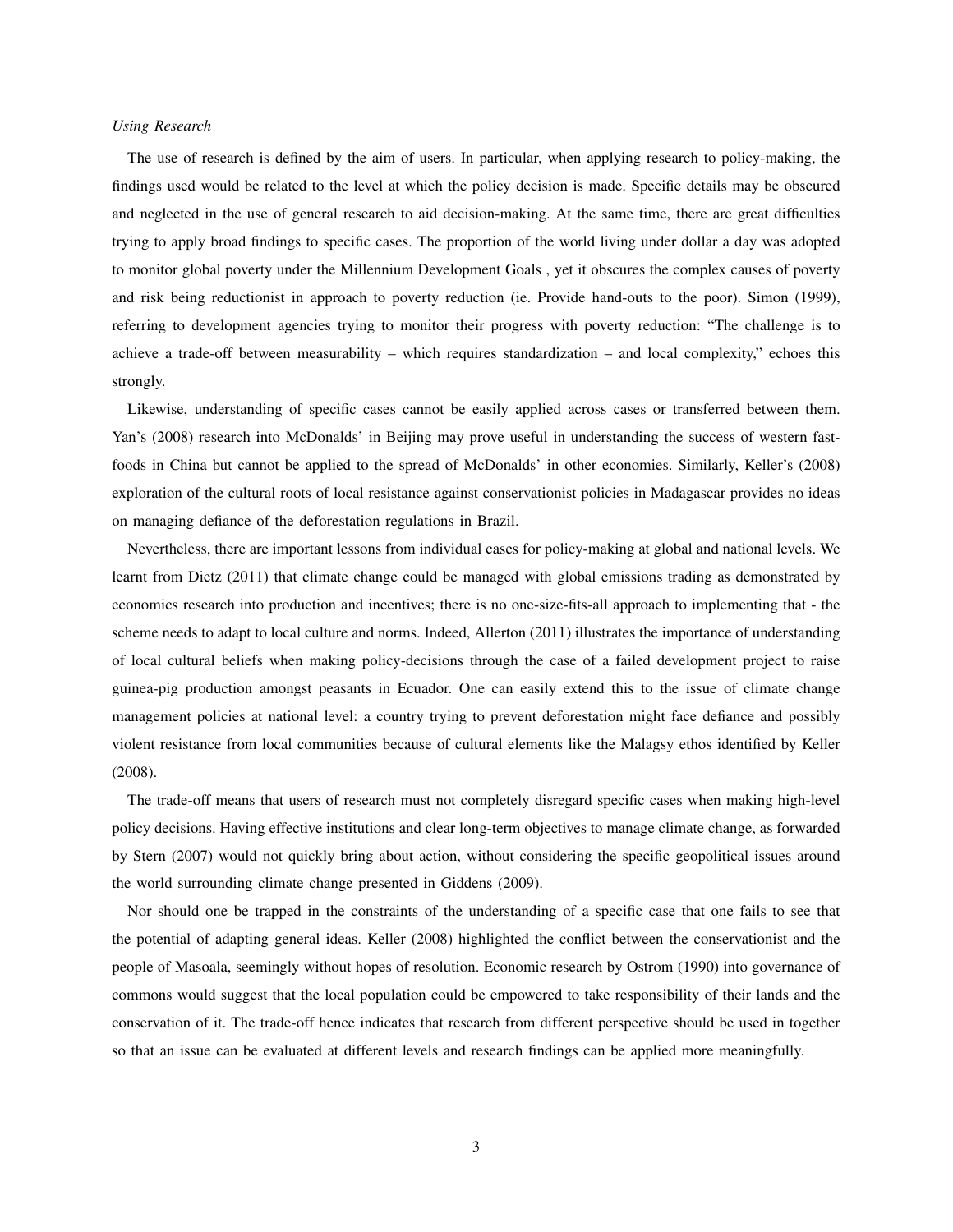*Using Research*

The use of research is defined by the aim of users. In particular, when applying research to policy-making, the findings used would be related to the level at which the policy decision is made. Specific details may be obscured and neglected in the use of general research to aid decision-making. At the same time, there are great difficulties trying to apply broad findings to specific cases. The proportion of the world living under dollar a day was adopted to monitor global poverty under the Millennium Development Goals , yet it obscures the complex causes of poverty and risk being reductionist in approach to poverty reduction (ie. Provide hand-outs to the poor). Simon (1999), referring to development agencies trying to monitor their progress with poverty reduction: "The challenge is to achieve a trade-off between measurability – which requires standardization – and local complexity," echoes this strongly.

Likewise, understanding of specific cases cannot be easily applied across cases or transferred between them. Yan's (2008) research into McDonalds' in Beijing may prove useful in understanding the success of western fast-foods in China but cannot be applied to the spread of McDonalds' in other economies. Similarly, Keller's (2008) exploration of the cultural roots of local resistance against conservationist policies in Madagascar provides no ideas on managing defiance of the deforestation regulations in Brazil.

Nevertheless, there are important lessons from individual cases for policy-making at global and national levels. We learnt from Dietz (2011) that climate change could be managed with global emissions trading as demonstrated by economics research into production and incentives; there is no one-size-fits-all approach to implementing that - the scheme needs to adapt to local culture and norms. Indeed, Allerton (2011) illustrates the importance of understanding of local cultural beliefs when making policy-decisions through the case of a failed development project to raise guinea-pig production amongst peasants in Ecuador. One can easily extend this to the issue of climate change management policies at national level: a country trying to prevent deforestation might face defiance and possibly violent resistance from local communities because of cultural elements like the Malagsy ethos identified by Keller (2008).

The trade-off means that users of research must not completely disregard specific cases when making high-level policy decisions. Having effective institutions and clear long-term objectives to manage climate change, as forwarded by Stern (2007) would not quickly bring about action, without considering the specific geopolitical issues around the world surrounding climate change presented in Giddens (2009).

Nor should one be trapped in the constraints of the understanding of a specific case that one fails to see that the potential of adapting general ideas. Keller (2008) highlighted the conflict between the conservationist and the people of Masoala, seemingly without hopes of resolution. Economic research by Ostrom (1990) into governance of commons would suggest that the local population could be empowered to take responsibility of their lands and the conservation of it. The trade-off hence indicates that research from different perspective should be used in together so that an issue can be evaluated at different levels and research findings can be applied more meaningfully.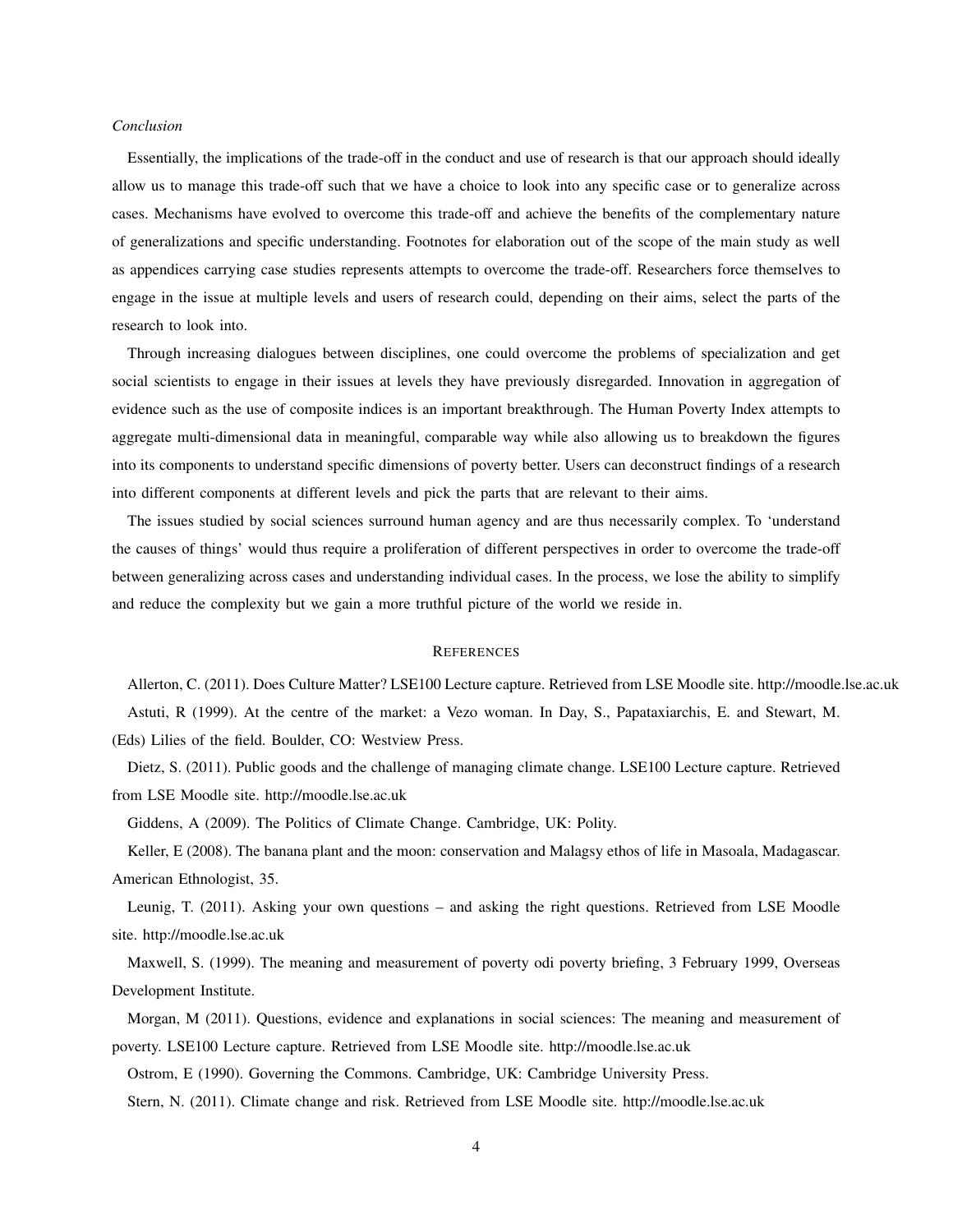*Conclusion*

Essentially, the implications of the trade-off in the conduct and use of research is that our approach should ideally allow us to manage this trade-off such that we have a choice to look into any specific case or to generalize across cases. Mechanisms have evolved to overcome this trade-off and achieve the benefits of the complementary nature of generalizations and specific understanding. Footnotes for elaboration out of the scope of the main study as well as appendices carrying case studies represents attempts to overcome the trade-off. Researchers force themselves to engage in the issue at multiple levels and users of research could, depending on their aims, select the parts of the research to look into.

Through increasing dialogues between disciplines, one could overcome the problems of specialization and get social scientists to engage in their issues at levels they have previously disregarded. Innovation in aggregation of evidence such as the use of composite indices is an important breakthrough. The Human Poverty Index attempts to aggregate multi-dimensional data in meaningful, comparable way while also allowing us to breakdown the figures into its components to understand specific dimensions of poverty better. Users can deconstruct findings of a research into different components at different levels and pick the parts that are relevant to their aims.

The issues studied by social sciences surround human agency and are thus necessarily complex. To 'understand the causes of things' would thus require a proliferation of different perspectives in order to overcome the trade-off between generalizing across cases and understanding individual cases. In the process, we lose the ability to simplify and reduce the complexity but we gain a more truthful picture of the world we reside in.

## REFERENCES

Allerton, C. (2011). Does Culture Matter? LSE100 Lecture capture. Retrieved from LSE Moodle site. http://moodle.lse.ac.uk

Astuti, R (1999). At the centre of the market: a Vezo woman. In Day, S., Papataxiarchis, E. and Stewart, M. (Eds) Lilies of the field. Boulder, CO: Westview Press.

Dietz, S. (2011). Public goods and the challenge of managing climate change. LSE100 Lecture capture. Retrieved from LSE Moodle site. http://moodle.lse.ac.uk

Giddens, A (2009). The Politics of Climate Change. Cambridge, UK: Polity.

Keller, E (2008). The banana plant and the moon: conservation and Malagsy ethos of life in Masoala, Madagascar. American Ethnologist, 35.

Leunig, T. (2011). Asking your own questions – and asking the right questions. Retrieved from LSE Moodle site. http://moodle.lse.ac.uk

Maxwell, S. (1999). The meaning and measurement of poverty odi poverty briefing, 3 February 1999, Overseas Development Institute.

Morgan, M (2011). Questions, evidence and explanations in social sciences: The meaning and measurement of poverty. LSE100 Lecture capture. Retrieved from LSE Moodle site. http://moodle.lse.ac.uk

Ostrom, E (1990). Governing the Commons. Cambridge, UK: Cambridge University Press.

Stern, N. (2011). Climate change and risk. Retrieved from LSE Moodle site. http://moodle.lse.ac.uk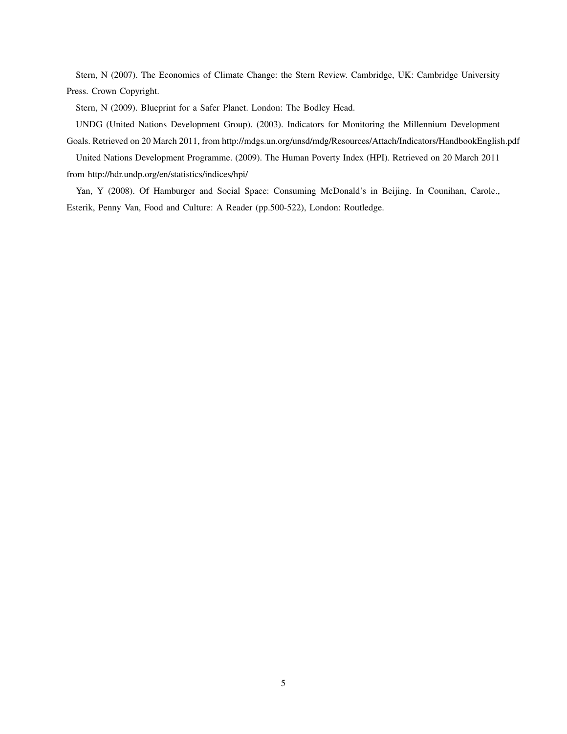Stern, N (2007). The Economics of Climate Change: the Stern Review. Cambridge, UK: Cambridge University Press. Crown Copyright.

Stern, N (2009). Blueprint for a Safer Planet. London: The Bodley Head.

UNDG (United Nations Development Group). (2003). Indicators for Monitoring the Millennium Development Goals. Retrieved on 20 March 2011, from http://mdgs.un.org/unsd/mdg/Resources/Attach/Indicators/HandbookEnglish.pdf

United Nations Development Programme. (2009). The Human Poverty Index (HPI). Retrieved on 20 March 2011 from http://hdr.undp.org/en/statistics/indices/hpi/

Yan, Y (2008). Of Hamburger and Social Space: Consuming McDonald's in Beijing. In Counihan, Carole., Esterik, Penny Van, Food and Culture: A Reader (pp.500-522), London: Routledge.